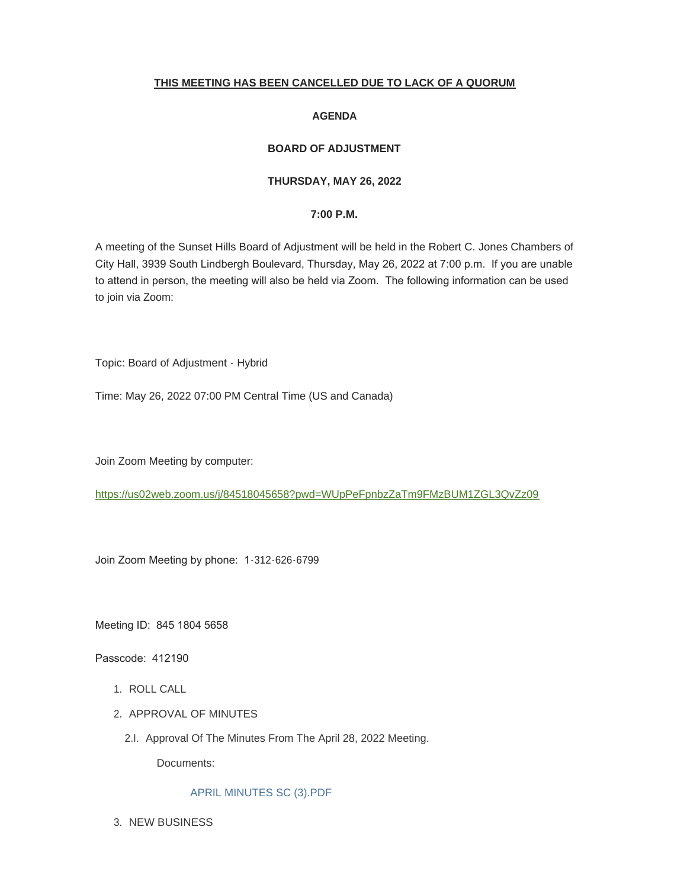**THIS MEETING HAS BEEN CANCELLED DUE TO LACK OF A QUORUM**

**AGENDA**

**BOARD OF ADJUSTMENT**

**THURSDAY, MAY 26, 2022**

**7:00 P.M.**

A meeting of the Sunset Hills Board of Adjustment will be held in the Robert C. Jones Chambers of City Hall, 3939 South Lindbergh Boulevard, Thursday, May 26, 2022 at 7:00 p.m. If you are unable to attend in person, the meeting will also be held via Zoom. The following information can be used to join via Zoom:

Topic: Board of Adjustment - Hybrid

Time: May 26, 2022 07:00 PM Central Time (US and Canada)

Join Zoom Meeting by computer:

https://us02web.zoom.us/j/84518045658?pwd=WUpPeFpnbzZaTm9FMzBUM1ZGL3QvZz09

Join Zoom Meeting by phone: 1-312-626-6799

Meeting ID: 845 1804 5658

Passcode: 412190

1. ROLL CALL
2. APPROVAL OF MINUTES
   - 2.I. Approval Of The Minutes From The April 28, 2022 Meeting.

     Documents:

     APRIL MINUTES SC (3).PDF
3. NEW BUSINESS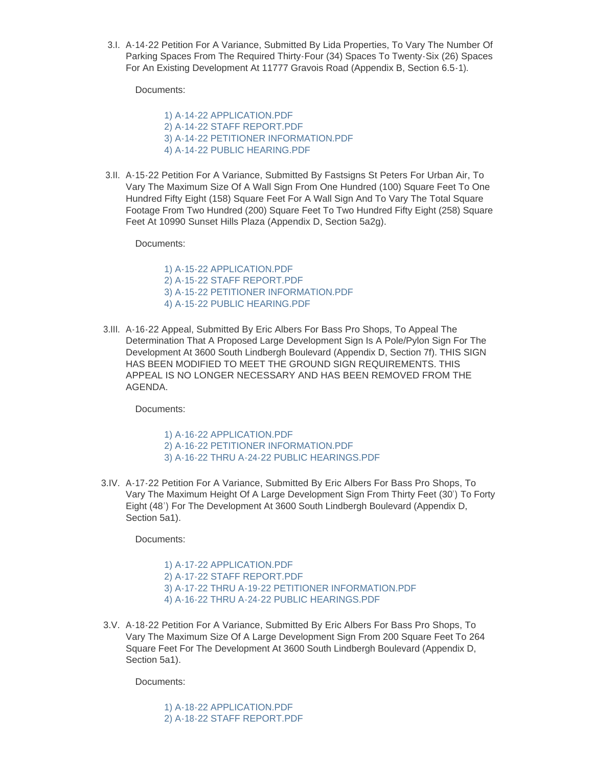3.I. A-14-22 Petition For A Variance, Submitted By Lida Properties, To Vary The Number Of Parking Spaces From The Required Thirty-Four (34) Spaces To Twenty-Six (26) Spaces For An Existing Development At 11777 Gravois Road (Appendix B, Section 6.5-1).

Documents:

1) A-14-22 APPLICATION.PDF
2) A-14-22 STAFF REPORT.PDF
3) A-14-22 PETITIONER INFORMATION.PDF
4) A-14-22 PUBLIC HEARING.PDF

3.II. A-15-22 Petition For A Variance, Submitted By Fastsigns St Peters For Urban Air, To Vary The Maximum Size Of A Wall Sign From One Hundred (100) Square Feet To One Hundred Fifty Eight (158) Square Feet For A Wall Sign And To Vary The Total Square Footage From Two Hundred (200) Square Feet To Two Hundred Fifty Eight (258) Square Feet At 10990 Sunset Hills Plaza (Appendix D, Section 5a2g).

Documents:

1) A-15-22 APPLICATION.PDF
2) A-15-22 STAFF REPORT.PDF
3) A-15-22 PETITIONER INFORMATION.PDF
4) A-15-22 PUBLIC HEARING.PDF

3.III. A-16-22 Appeal, Submitted By Eric Albers For Bass Pro Shops, To Appeal The Determination That A Proposed Large Development Sign Is A Pole/Pylon Sign For The Development At 3600 South Lindbergh Boulevard (Appendix D, Section 7f). THIS SIGN HAS BEEN MODIFIED TO MEET THE GROUND SIGN REQUIREMENTS. THIS APPEAL IS NO LONGER NECESSARY AND HAS BEEN REMOVED FROM THE AGENDA.

Documents:

1) A-16-22 APPLICATION.PDF
2) A-16-22 PETITIONER INFORMATION.PDF
3) A-16-22 THRU A-24-22 PUBLIC HEARINGS.PDF

3.IV. A-17-22 Petition For A Variance, Submitted By Eric Albers For Bass Pro Shops, To Vary The Maximum Height Of A Large Development Sign From Thirty Feet (30') To Forty Eight (48') For The Development At 3600 South Lindbergh Boulevard (Appendix D, Section 5a1).

Documents:

1) A-17-22 APPLICATION.PDF
2) A-17-22 STAFF REPORT.PDF
3) A-17-22 THRU A-19-22 PETITIONER INFORMATION.PDF
4) A-16-22 THRU A-24-22 PUBLIC HEARINGS.PDF

3.V. A-18-22 Petition For A Variance, Submitted By Eric Albers For Bass Pro Shops, To Vary The Maximum Size Of A Large Development Sign From 200 Square Feet To 264 Square Feet For The Development At 3600 South Lindbergh Boulevard (Appendix D, Section 5a1).

Documents:

1) A-18-22 APPLICATION.PDF
2) A-18-22 STAFF REPORT.PDF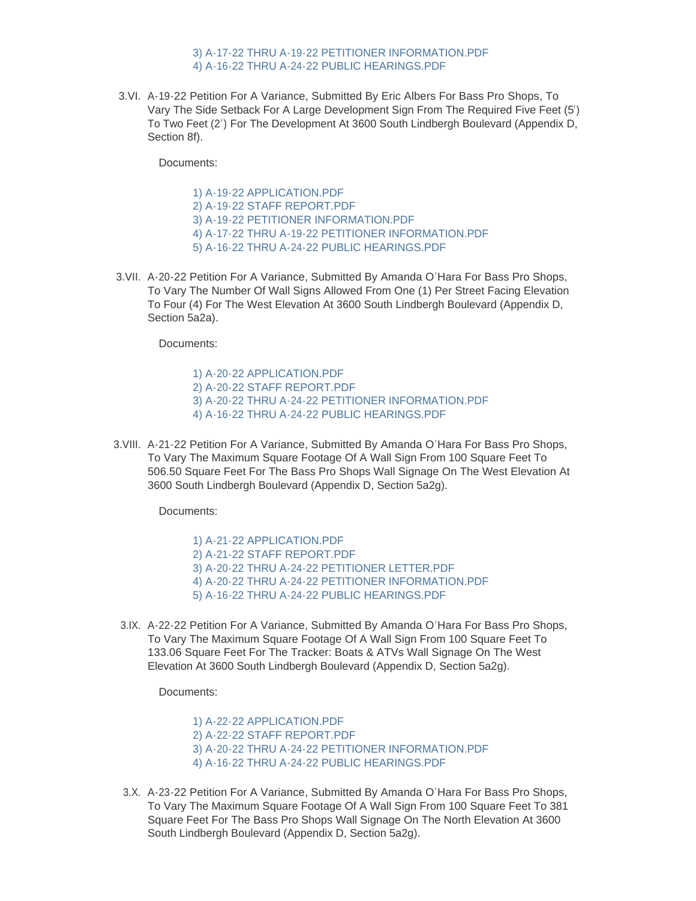3) A-17-22 THRU A-19-22 PETITIONER INFORMATION.PDF
4) A-16-22 THRU A-24-22 PUBLIC HEARINGS.PDF

3.VI. A-19-22 Petition For A Variance, Submitted By Eric Albers For Bass Pro Shops, To Vary The Side Setback For A Large Development Sign From The Required Five Feet (5') To Two Feet (2') For The Development At 3600 South Lindbergh Boulevard (Appendix D, Section 8f).

Documents:

1) A-19-22 APPLICATION.PDF
2) A-19-22 STAFF REPORT.PDF
3) A-19-22 PETITIONER INFORMATION.PDF
4) A-17-22 THRU A-19-22 PETITIONER INFORMATION.PDF
5) A-16-22 THRU A-24-22 PUBLIC HEARINGS.PDF

3.VII. A-20-22 Petition For A Variance, Submitted By Amanda O'Hara For Bass Pro Shops, To Vary The Number Of Wall Signs Allowed From One (1) Per Street Facing Elevation To Four (4) For The West Elevation At 3600 South Lindbergh Boulevard (Appendix D, Section 5a2a).

Documents:

1) A-20-22 APPLICATION.PDF
2) A-20-22 STAFF REPORT.PDF
3) A-20-22 THRU A-24-22 PETITIONER INFORMATION.PDF
4) A-16-22 THRU A-24-22 PUBLIC HEARINGS.PDF

3.VIII. A-21-22 Petition For A Variance, Submitted By Amanda O'Hara For Bass Pro Shops, To Vary The Maximum Square Footage Of A Wall Sign From 100 Square Feet To 506.50 Square Feet For The Bass Pro Shops Wall Signage On The West Elevation At 3600 South Lindbergh Boulevard (Appendix D, Section 5a2g).

Documents:

1) A-21-22 APPLICATION.PDF
2) A-21-22 STAFF REPORT.PDF
3) A-20-22 THRU A-24-22 PETITIONER LETTER.PDF
4) A-20-22 THRU A-24-22 PETITIONER INFORMATION.PDF
5) A-16-22 THRU A-24-22 PUBLIC HEARINGS.PDF

3.IX. A-22-22 Petition For A Variance, Submitted By Amanda O'Hara For Bass Pro Shops, To Vary The Maximum Square Footage Of A Wall Sign From 100 Square Feet To 133.06 Square Feet For The Tracker: Boats & ATVs Wall Signage On The West Elevation At 3600 South Lindbergh Boulevard (Appendix D, Section 5a2g).

Documents:

1) A-22-22 APPLICATION.PDF
2) A-22-22 STAFF REPORT.PDF
3) A-20-22 THRU A-24-22 PETITIONER INFORMATION.PDF
4) A-16-22 THRU A-24-22 PUBLIC HEARINGS.PDF

3.X. A-23-22 Petition For A Variance, Submitted By Amanda O'Hara For Bass Pro Shops, To Vary The Maximum Square Footage Of A Wall Sign From 100 Square Feet To 381 Square Feet For The Bass Pro Shops Wall Signage On The North Elevation At 3600 South Lindbergh Boulevard (Appendix D, Section 5a2g).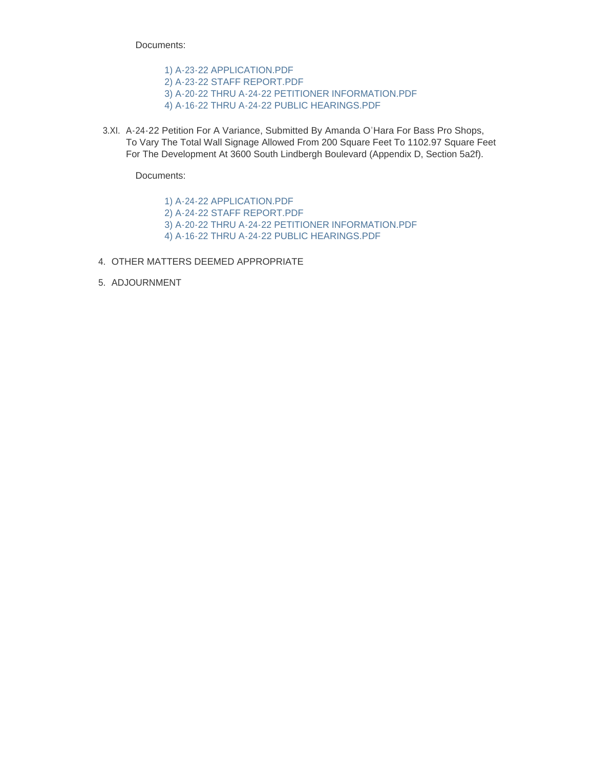Documents:

1) A-23-22 APPLICATION.PDF
2) A-23-22 STAFF REPORT.PDF
3) A-20-22 THRU A-24-22 PETITIONER INFORMATION.PDF
4) A-16-22 THRU A-24-22 PUBLIC HEARINGS.PDF

3.XI. A-24-22 Petition For A Variance, Submitted By Amanda O'Hara For Bass Pro Shops, To Vary The Total Wall Signage Allowed From 200 Square Feet To 1102.97 Square Feet For The Development At 3600 South Lindbergh Boulevard (Appendix D, Section 5a2f).

Documents:

1) A-24-22 APPLICATION.PDF
2) A-24-22 STAFF REPORT.PDF
3) A-20-22 THRU A-24-22 PETITIONER INFORMATION.PDF
4) A-16-22 THRU A-24-22 PUBLIC HEARINGS.PDF

4. OTHER MATTERS DEEMED APPROPRIATE

5. ADJOURNMENT